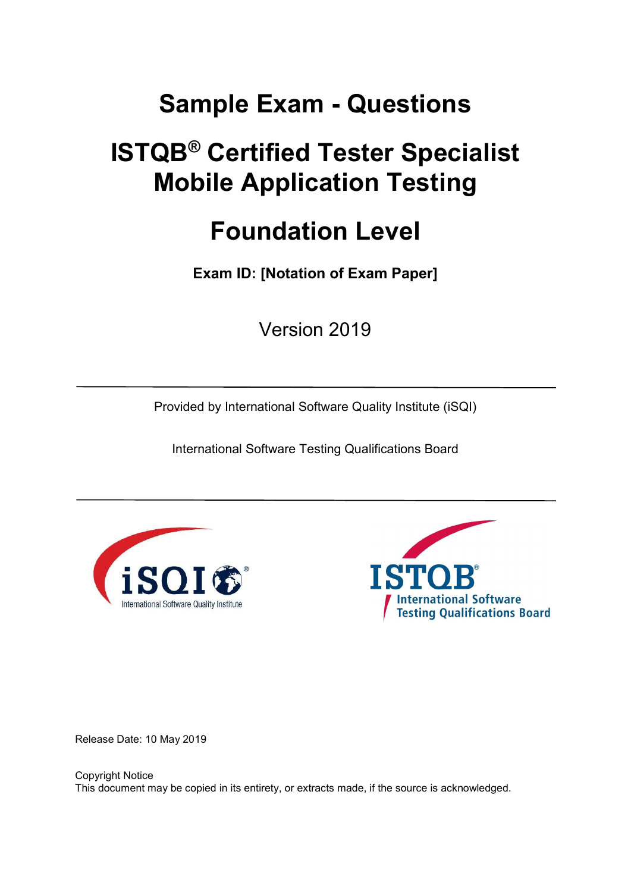# Sample Exam - Questions

# ISTQB® Certified Tester Specialist Mobile Application Testing

# Foundation Level

**Exam ID: [Notation of Exam Paper]**

Version 2019

---

Provided by International Software Quality Institute (iSQI)

International Software Testing Qualifications Board

---

Release Date: 10 May 2019

Copyright Notice
This document may be copied in its entirety, or extracts made, if the source is acknowledged.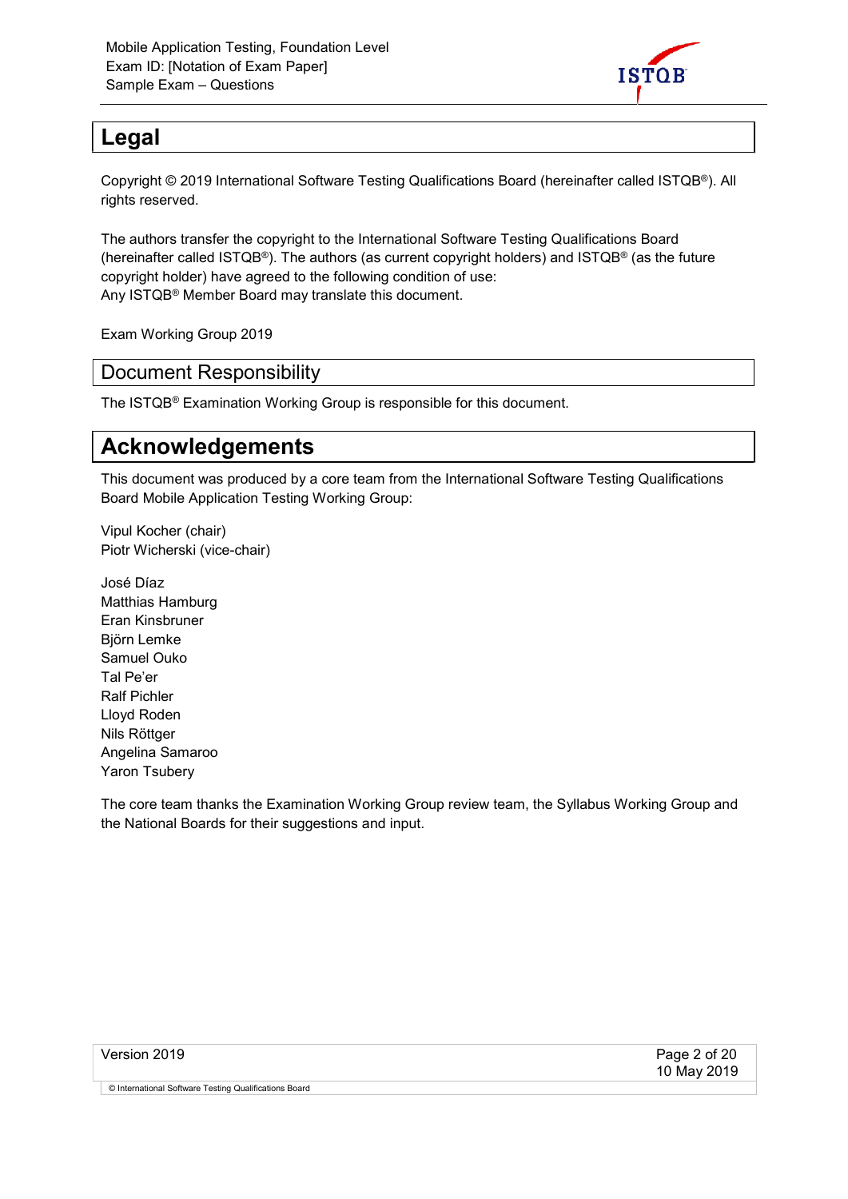# Legal

Copyright © 2019 International Software Testing Qualifications Board (hereinafter called ISTQB®). All rights reserved.

The authors transfer the copyright to the International Software Testing Qualifications Board (hereinafter called ISTQB®). The authors (as current copyright holders) and ISTQB® (as the future copyright holder) have agreed to the following condition of use:
Any ISTQB® Member Board may translate this document.

Exam Working Group 2019

## Document Responsibility

The ISTQB® Examination Working Group is responsible for this document.

# Acknowledgements

This document was produced by a core team from the International Software Testing Qualifications Board Mobile Application Testing Working Group:

Vipul Kocher (chair)
Piotr Wicherski (vice-chair)

José Díaz
Matthias Hamburg
Eran Kinsbruner
Björn Lemke
Samuel Ouko
Tal Pe'er
Ralf Pichler
Lloyd Roden
Nils Röttger
Angelina Samaroo
Yaron Tsubery

The core team thanks the Examination Working Group review team, the Syllabus Working Group and the National Boards for their suggestions and input.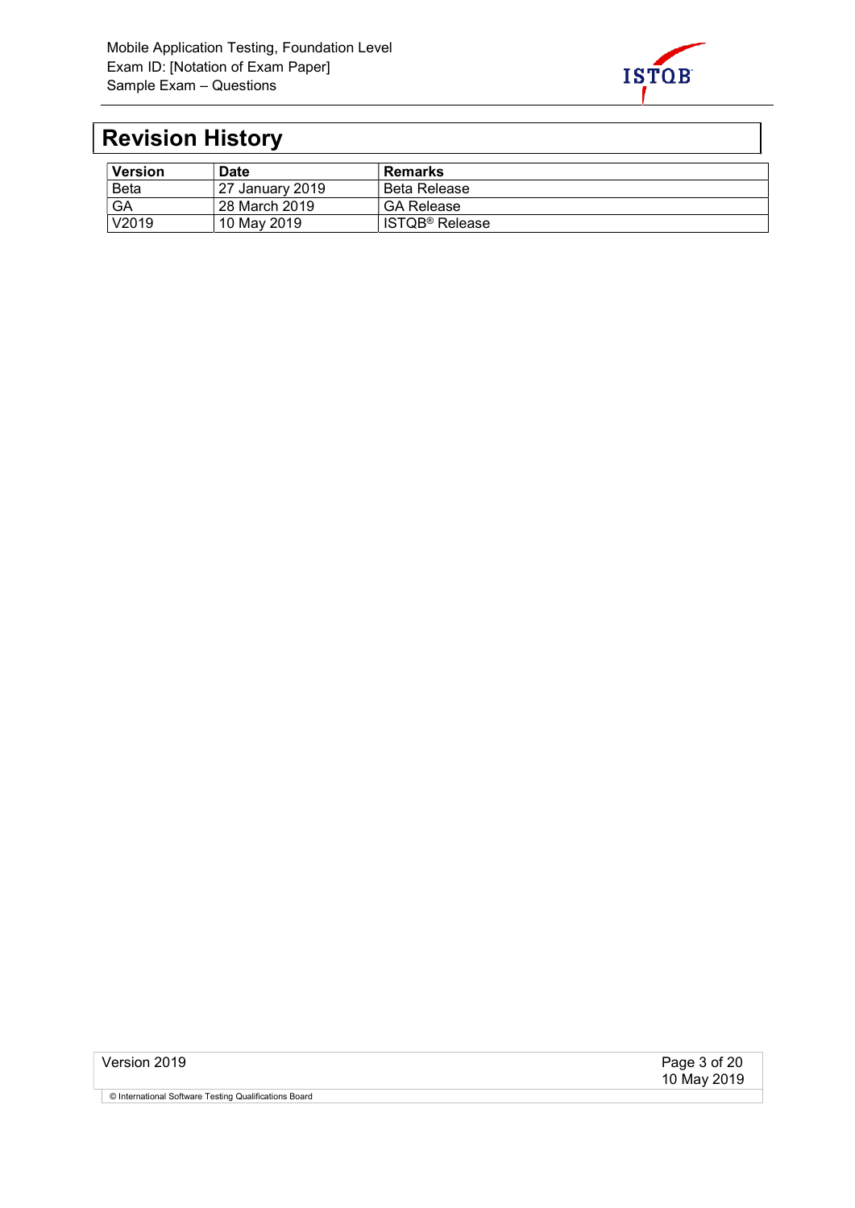# Revision History

| Version | Date | Remarks |
| --- | --- | --- |
| Beta | 27 January 2019 | Beta Release |
| GA | 28 March 2019 | GA Release |
| V2019 | 10 May 2019 | ISTQB® Release |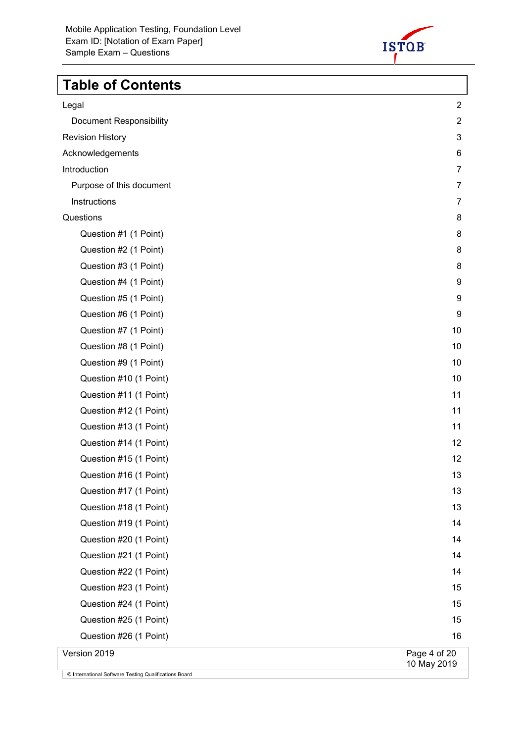# Table of Contents

| | |
|---|---|
| Legal | 2 |
| Document Responsibility | 2 |
| Revision History | 3 |
| Acknowledgements | 6 |
| Introduction | 7 |
| Purpose of this document | 7 |
| Instructions | 7 |
| Questions | 8 |
| Question #1 (1 Point) | 8 |
| Question #2 (1 Point) | 8 |
| Question #3 (1 Point) | 8 |
| Question #4 (1 Point) | 9 |
| Question #5 (1 Point) | 9 |
| Question #6 (1 Point) | 9 |
| Question #7 (1 Point) | 10 |
| Question #8 (1 Point) | 10 |
| Question #9 (1 Point) | 10 |
| Question #10 (1 Point) | 10 |
| Question #11 (1 Point) | 11 |
| Question #12 (1 Point) | 11 |
| Question #13 (1 Point) | 11 |
| Question #14 (1 Point) | 12 |
| Question #15 (1 Point) | 12 |
| Question #16 (1 Point) | 13 |
| Question #17 (1 Point) | 13 |
| Question #18 (1 Point) | 13 |
| Question #19 (1 Point) | 14 |
| Question #20 (1 Point) | 14 |
| Question #21 (1 Point) | 14 |
| Question #22 (1 Point) | 14 |
| Question #23 (1 Point) | 15 |
| Question #24 (1 Point) | 15 |
| Question #25 (1 Point) | 15 |
| Question #26 (1 Point) | 16 |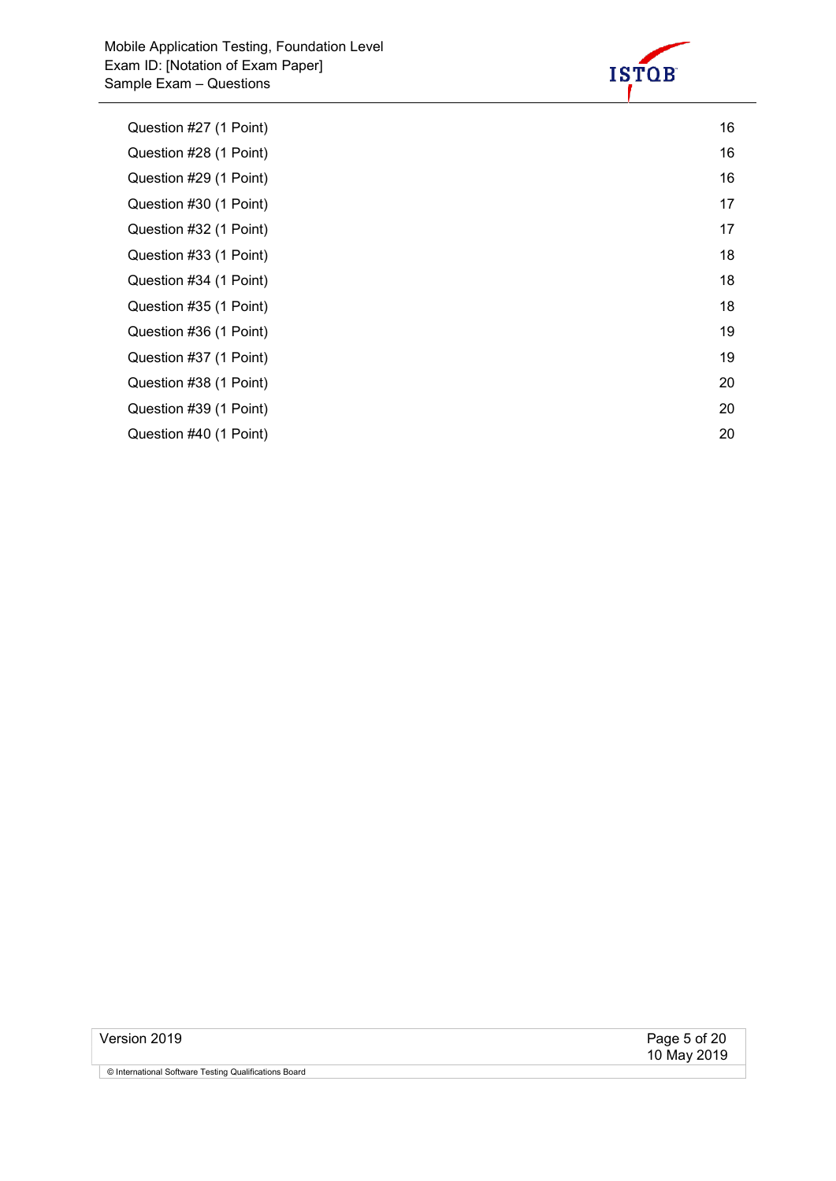Question #27 (1 Point) 16

Question #28 (1 Point) 16

Question #29 (1 Point) 16

Question #30 (1 Point) 17

Question #32 (1 Point) 17

Question #33 (1 Point) 18

Question #34 (1 Point) 18

Question #35 (1 Point) 18

Question #36 (1 Point) 19

Question #37 (1 Point) 19

Question #38 (1 Point) 20

Question #39 (1 Point) 20

Question #40 (1 Point) 20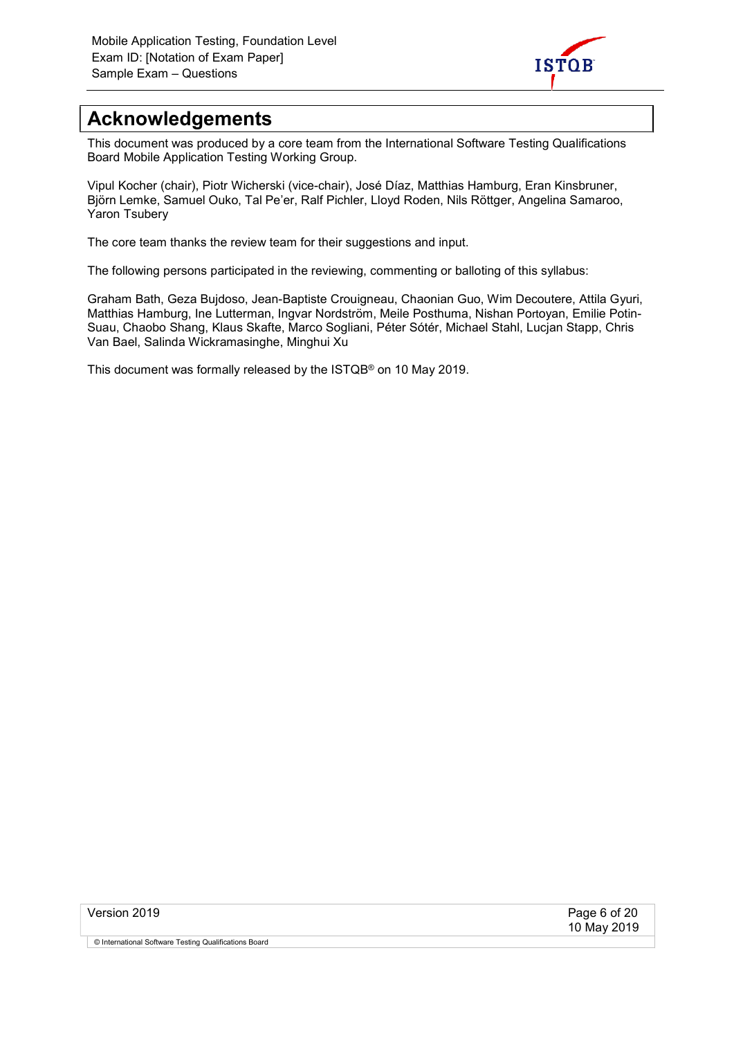# Acknowledgements

This document was produced by a core team from the International Software Testing Qualifications Board Mobile Application Testing Working Group.

Vipul Kocher (chair), Piotr Wicherski (vice-chair), José Díaz, Matthias Hamburg, Eran Kinsbruner, Björn Lemke, Samuel Ouko, Tal Pe'er, Ralf Pichler, Lloyd Roden, Nils Röttger, Angelina Samaroo, Yaron Tsubery

The core team thanks the review team for their suggestions and input.

The following persons participated in the reviewing, commenting or balloting of this syllabus:

Graham Bath, Geza Bujdoso, Jean-Baptiste Crouigneau, Chaonian Guo, Wim Decoutere, Attila Gyuri, Matthias Hamburg, Ine Lutterman, Ingvar Nordström, Meile Posthuma, Nishan Portoyan, Emilie Potin-Suau, Chaobo Shang, Klaus Skafte, Marco Sogliani, Péter Sótér, Michael Stahl, Lucjan Stapp, Chris Van Bael, Salinda Wickramasinghe, Minghui Xu

This document was formally released by the ISTQB® on 10 May 2019.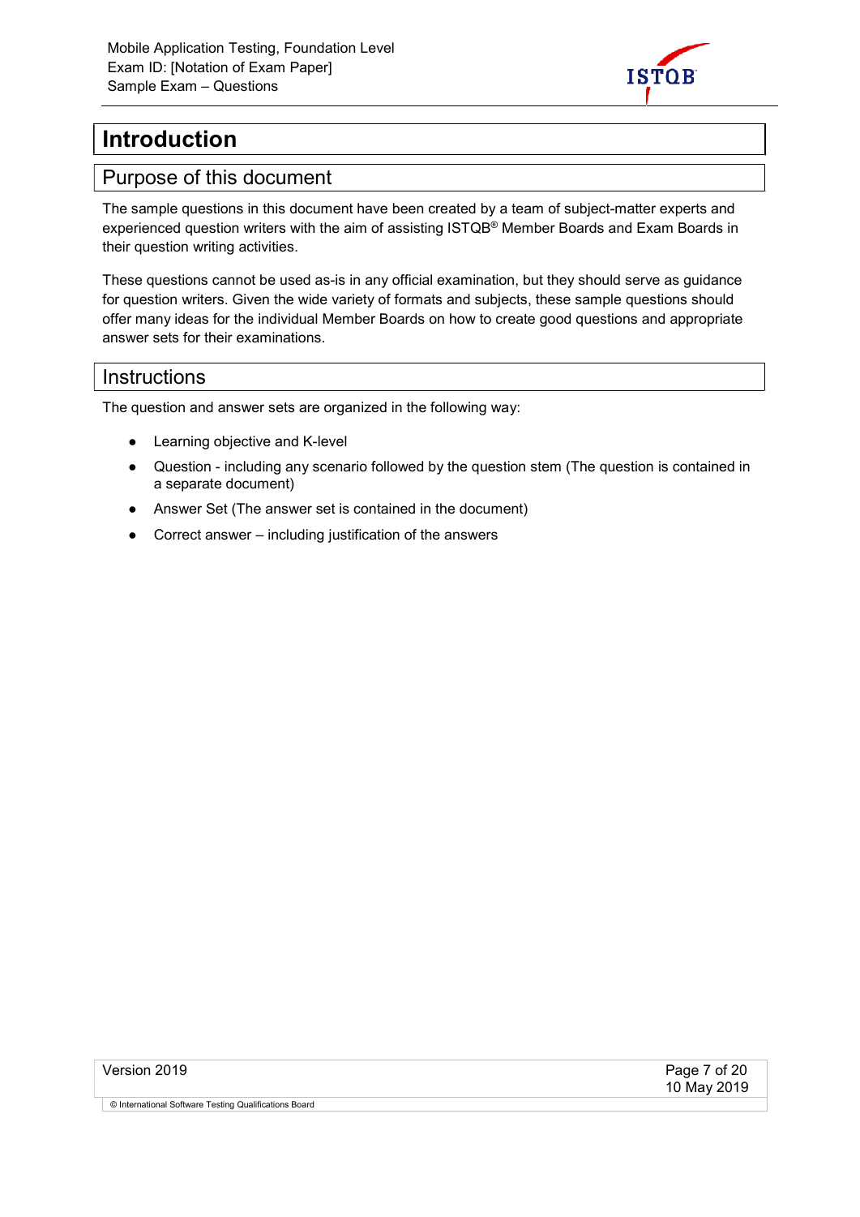# Introduction

## Purpose of this document

The sample questions in this document have been created by a team of subject-matter experts and experienced question writers with the aim of assisting ISTQB® Member Boards and Exam Boards in their question writing activities.

These questions cannot be used as-is in any official examination, but they should serve as guidance for question writers. Given the wide variety of formats and subjects, these sample questions should offer many ideas for the individual Member Boards on how to create good questions and appropriate answer sets for their examinations.

## Instructions

The question and answer sets are organized in the following way:

- Learning objective and K-level
- Question - including any scenario followed by the question stem (The question is contained in a separate document)
- Answer Set (The answer set is contained in the document)
- Correct answer – including justification of the answers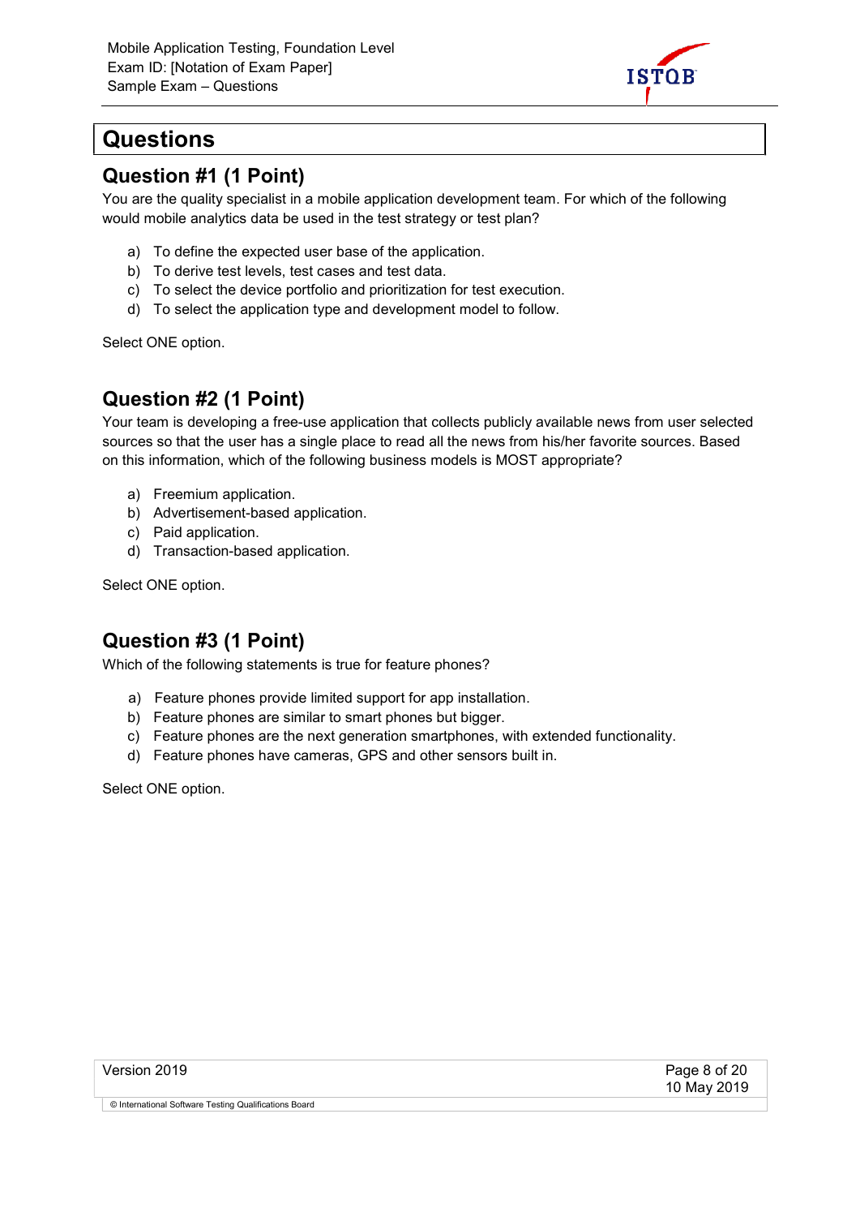# Questions

## Question #1 (1 Point)

You are the quality specialist in a mobile application development team. For which of the following would mobile analytics data be used in the test strategy or test plan?

a) To define the expected user base of the application.
b) To derive test levels, test cases and test data.
c) To select the device portfolio and prioritization for test execution.
d) To select the application type and development model to follow.

Select ONE option.

## Question #2 (1 Point)

Your team is developing a free-use application that collects publicly available news from user selected sources so that the user has a single place to read all the news from his/her favorite sources. Based on this information, which of the following business models is MOST appropriate?

a) Freemium application.
b) Advertisement-based application.
c) Paid application.
d) Transaction-based application.

Select ONE option.

## Question #3 (1 Point)

Which of the following statements is true for feature phones?

a) Feature phones provide limited support for app installation.
b) Feature phones are similar to smart phones but bigger.
c) Feature phones are the next generation smartphones, with extended functionality.
d) Feature phones have cameras, GPS and other sensors built in.

Select ONE option.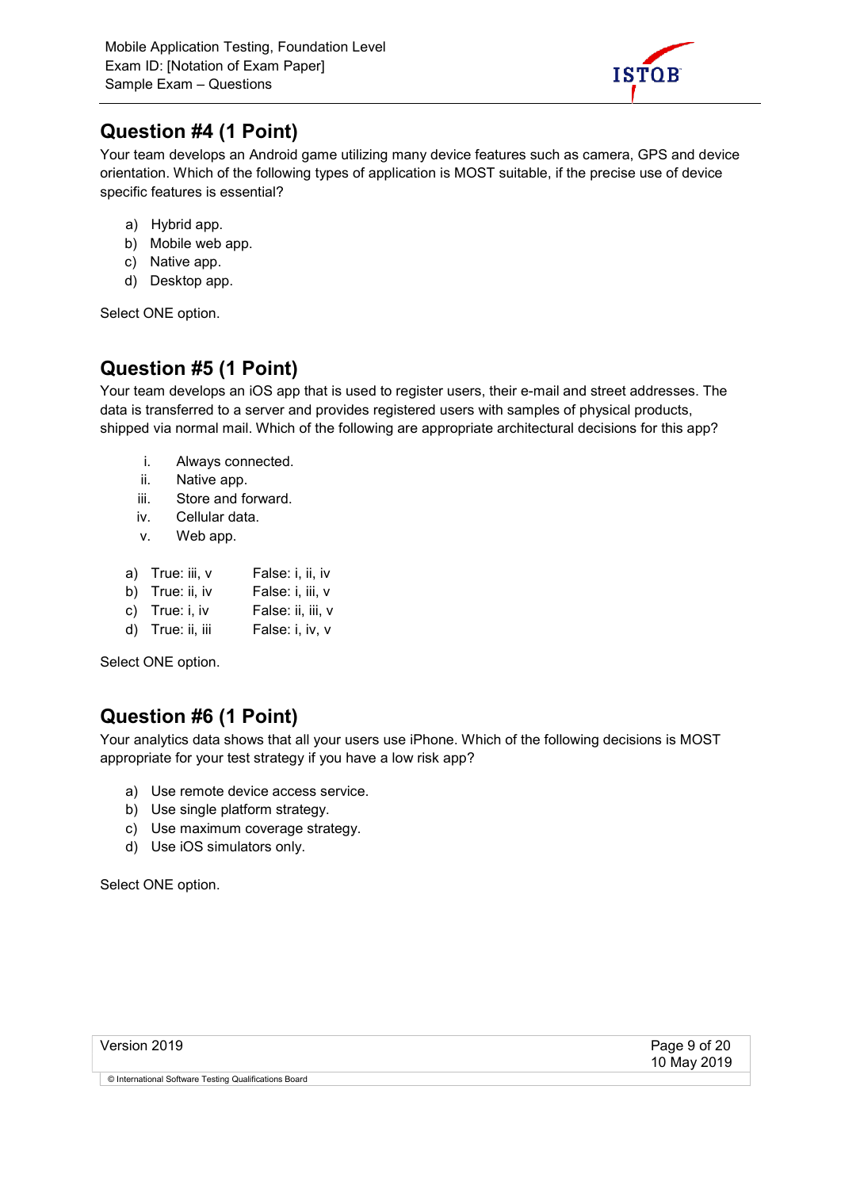## Question #4 (1 Point)

Your team develops an Android game utilizing many device features such as camera, GPS and device orientation. Which of the following types of application is MOST suitable, if the precise use of device specific features is essential?

a) Hybrid app.
b) Mobile web app.
c) Native app.
d) Desktop app.

Select ONE option.

## Question #5 (1 Point)

Your team develops an iOS app that is used to register users, their e-mail and street addresses. The data is transferred to a server and provides registered users with samples of physical products, shipped via normal mail. Which of the following are appropriate architectural decisions for this app?

i. Always connected.
ii. Native app.
iii. Store and forward.
iv. Cellular data.
v. Web app.

a) True: iii, v False: i, ii, iv
b) True: ii, iv False: i, iii, v
c) True: i, iv False: ii, iii, v
d) True: ii, iii False: i, iv, v

Select ONE option.

## Question #6 (1 Point)

Your analytics data shows that all your users use iPhone. Which of the following decisions is MOST appropriate for your test strategy if you have a low risk app?

a) Use remote device access service.
b) Use single platform strategy.
c) Use maximum coverage strategy.
d) Use iOS simulators only.

Select ONE option.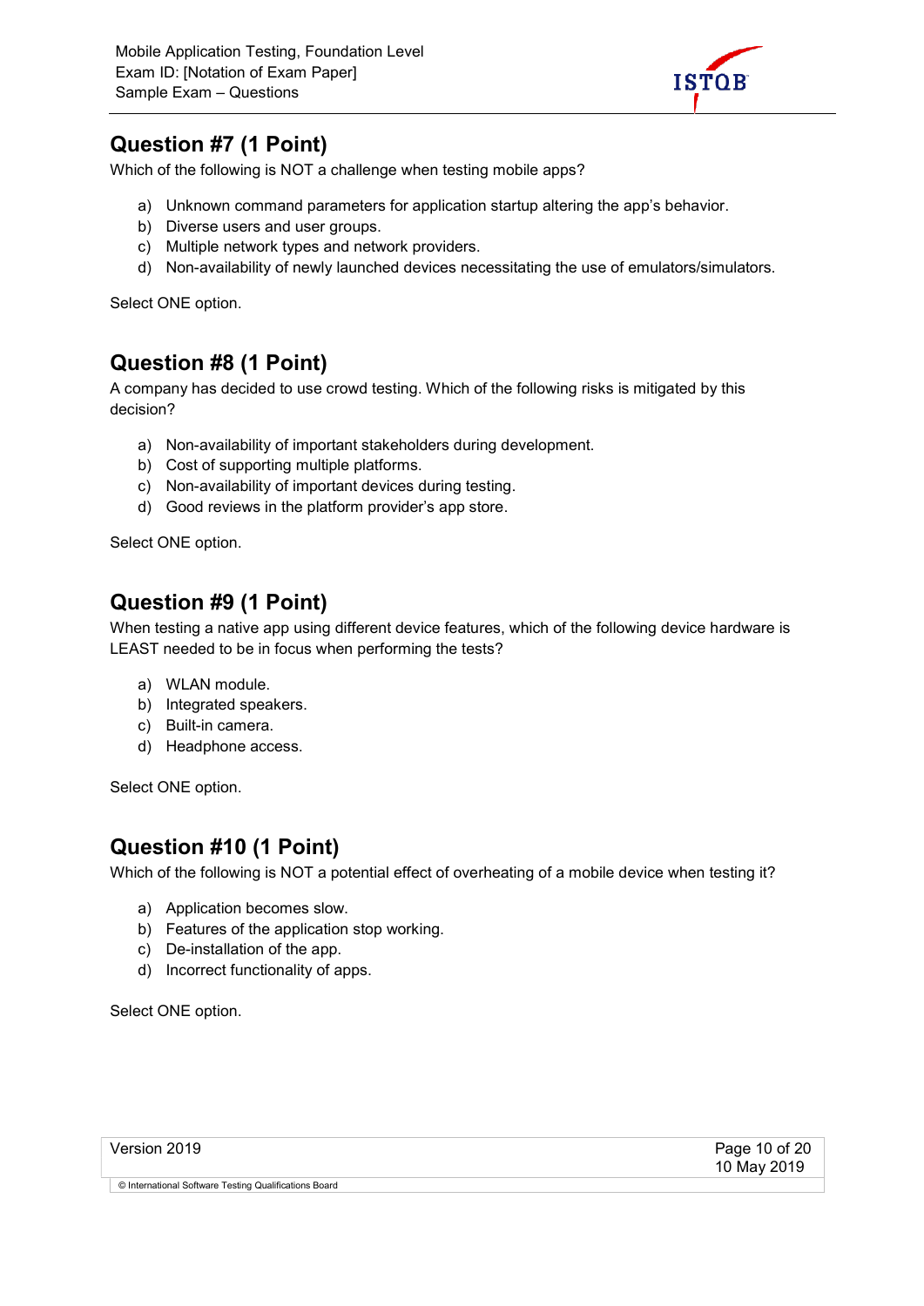## Question #7 (1 Point)

Which of the following is NOT a challenge when testing mobile apps?

a) Unknown command parameters for application startup altering the app's behavior.
b) Diverse users and user groups.
c) Multiple network types and network providers.
d) Non-availability of newly launched devices necessitating the use of emulators/simulators.

Select ONE option.

## Question #8 (1 Point)

A company has decided to use crowd testing. Which of the following risks is mitigated by this decision?

a) Non-availability of important stakeholders during development.
b) Cost of supporting multiple platforms.
c) Non-availability of important devices during testing.
d) Good reviews in the platform provider's app store.

Select ONE option.

## Question #9 (1 Point)

When testing a native app using different device features, which of the following device hardware is LEAST needed to be in focus when performing the tests?

a) WLAN module.
b) Integrated speakers.
c) Built-in camera.
d) Headphone access.

Select ONE option.

## Question #10 (1 Point)

Which of the following is NOT a potential effect of overheating of a mobile device when testing it?

a) Application becomes slow.
b) Features of the application stop working.
c) De-installation of the app.
d) Incorrect functionality of apps.

Select ONE option.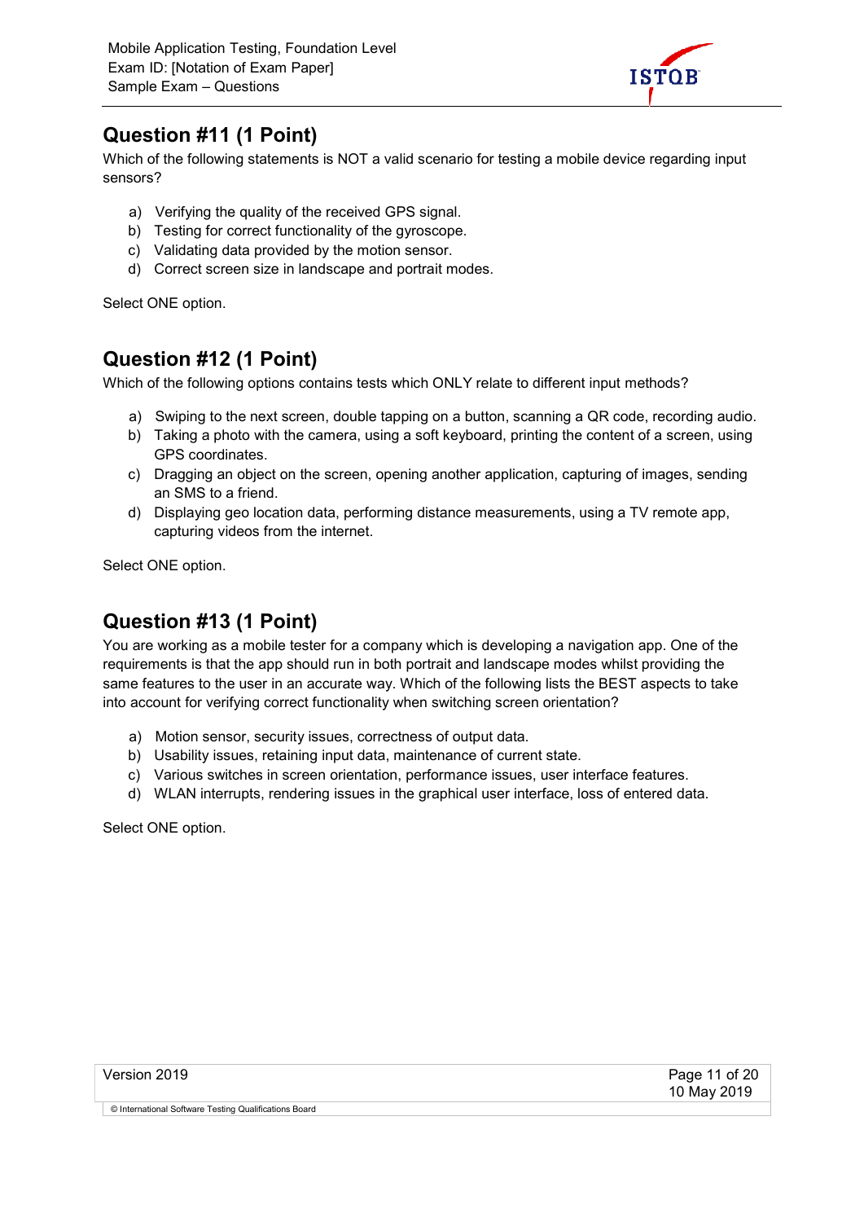## Question #11 (1 Point)

Which of the following statements is NOT a valid scenario for testing a mobile device regarding input sensors?

a) Verifying the quality of the received GPS signal.
b) Testing for correct functionality of the gyroscope.
c) Validating data provided by the motion sensor.
d) Correct screen size in landscape and portrait modes.

Select ONE option.

## Question #12 (1 Point)

Which of the following options contains tests which ONLY relate to different input methods?

a) Swiping to the next screen, double tapping on a button, scanning a QR code, recording audio.
b) Taking a photo with the camera, using a soft keyboard, printing the content of a screen, using GPS coordinates.
c) Dragging an object on the screen, opening another application, capturing of images, sending an SMS to a friend.
d) Displaying geo location data, performing distance measurements, using a TV remote app, capturing videos from the internet.

Select ONE option.

## Question #13 (1 Point)

You are working as a mobile tester for a company which is developing a navigation app. One of the requirements is that the app should run in both portrait and landscape modes whilst providing the same features to the user in an accurate way. Which of the following lists the BEST aspects to take into account for verifying correct functionality when switching screen orientation?

a) Motion sensor, security issues, correctness of output data.
b) Usability issues, retaining input data, maintenance of current state.
c) Various switches in screen orientation, performance issues, user interface features.
d) WLAN interrupts, rendering issues in the graphical user interface, loss of entered data.

Select ONE option.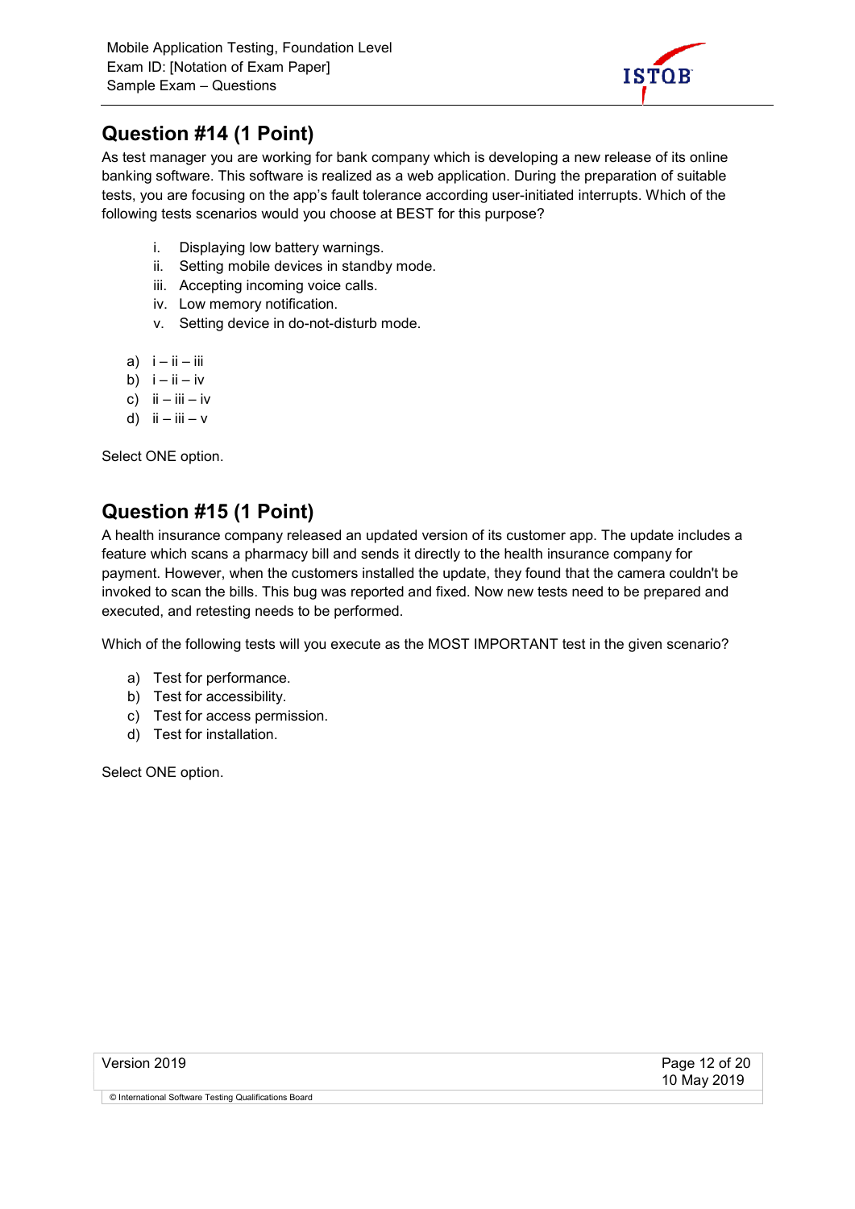## Question #14 (1 Point)

As test manager you are working for bank company which is developing a new release of its online banking software. This software is realized as a web application. During the preparation of suitable tests, you are focusing on the app's fault tolerance according user-initiated interrupts. Which of the following tests scenarios would you choose at BEST for this purpose?

i. Displaying low battery warnings.
ii. Setting mobile devices in standby mode.
iii. Accepting incoming voice calls.
iv. Low memory notification.
v. Setting device in do-not-disturb mode.

a) i – ii – iii
b) i – ii – iv
c) ii – iii – iv
d) ii – iii – v

Select ONE option.

## Question #15 (1 Point)

A health insurance company released an updated version of its customer app. The update includes a feature which scans a pharmacy bill and sends it directly to the health insurance company for payment. However, when the customers installed the update, they found that the camera couldn't be invoked to scan the bills. This bug was reported and fixed. Now new tests need to be prepared and executed, and retesting needs to be performed.

Which of the following tests will you execute as the MOST IMPORTANT test in the given scenario?

a) Test for performance.
b) Test for accessibility.
c) Test for access permission.
d) Test for installation.

Select ONE option.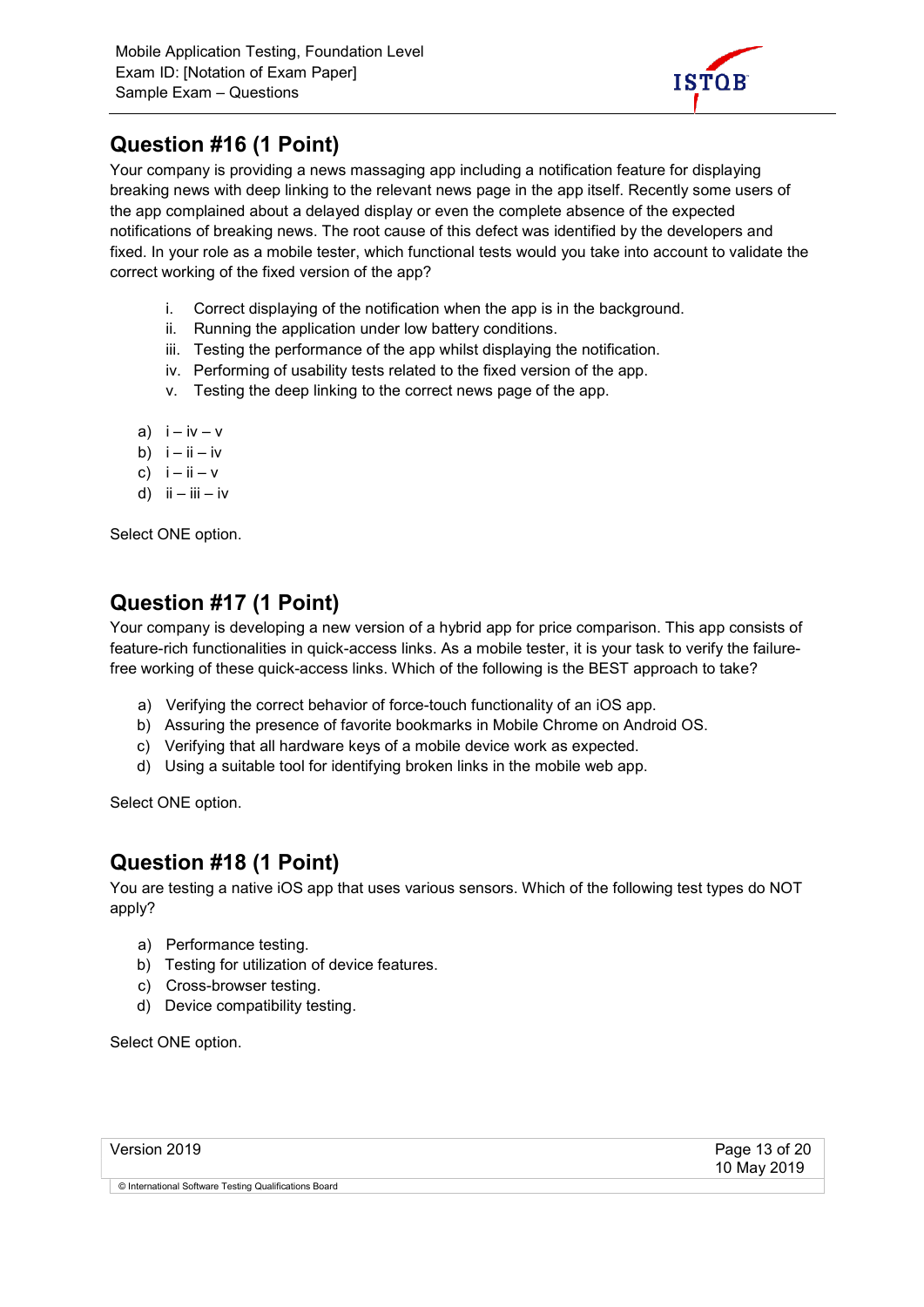## Question #16 (1 Point)

Your company is providing a news massaging app including a notification feature for displaying breaking news with deep linking to the relevant news page in the app itself. Recently some users of the app complained about a delayed display or even the complete absence of the expected notifications of breaking news. The root cause of this defect was identified by the developers and fixed. In your role as a mobile tester, which functional tests would you take into account to validate the correct working of the fixed version of the app?

i. Correct displaying of the notification when the app is in the background.
ii. Running the application under low battery conditions.
iii. Testing the performance of the app whilst displaying the notification.
iv. Performing of usability tests related to the fixed version of the app.
v. Testing the deep linking to the correct news page of the app.

a) i – iv – v
b) i – ii – iv
c) i – ii – v
d) ii – iii – iv

Select ONE option.

## Question #17 (1 Point)

Your company is developing a new version of a hybrid app for price comparison. This app consists of feature-rich functionalities in quick-access links. As a mobile tester, it is your task to verify the failure-free working of these quick-access links. Which of the following is the BEST approach to take?

a) Verifying the correct behavior of force-touch functionality of an iOS app.
b) Assuring the presence of favorite bookmarks in Mobile Chrome on Android OS.
c) Verifying that all hardware keys of a mobile device work as expected.
d) Using a suitable tool for identifying broken links in the mobile web app.

Select ONE option.

## Question #18 (1 Point)

You are testing a native iOS app that uses various sensors. Which of the following test types do NOT apply?

a) Performance testing.
b) Testing for utilization of device features.
c) Cross-browser testing.
d) Device compatibility testing.

Select ONE option.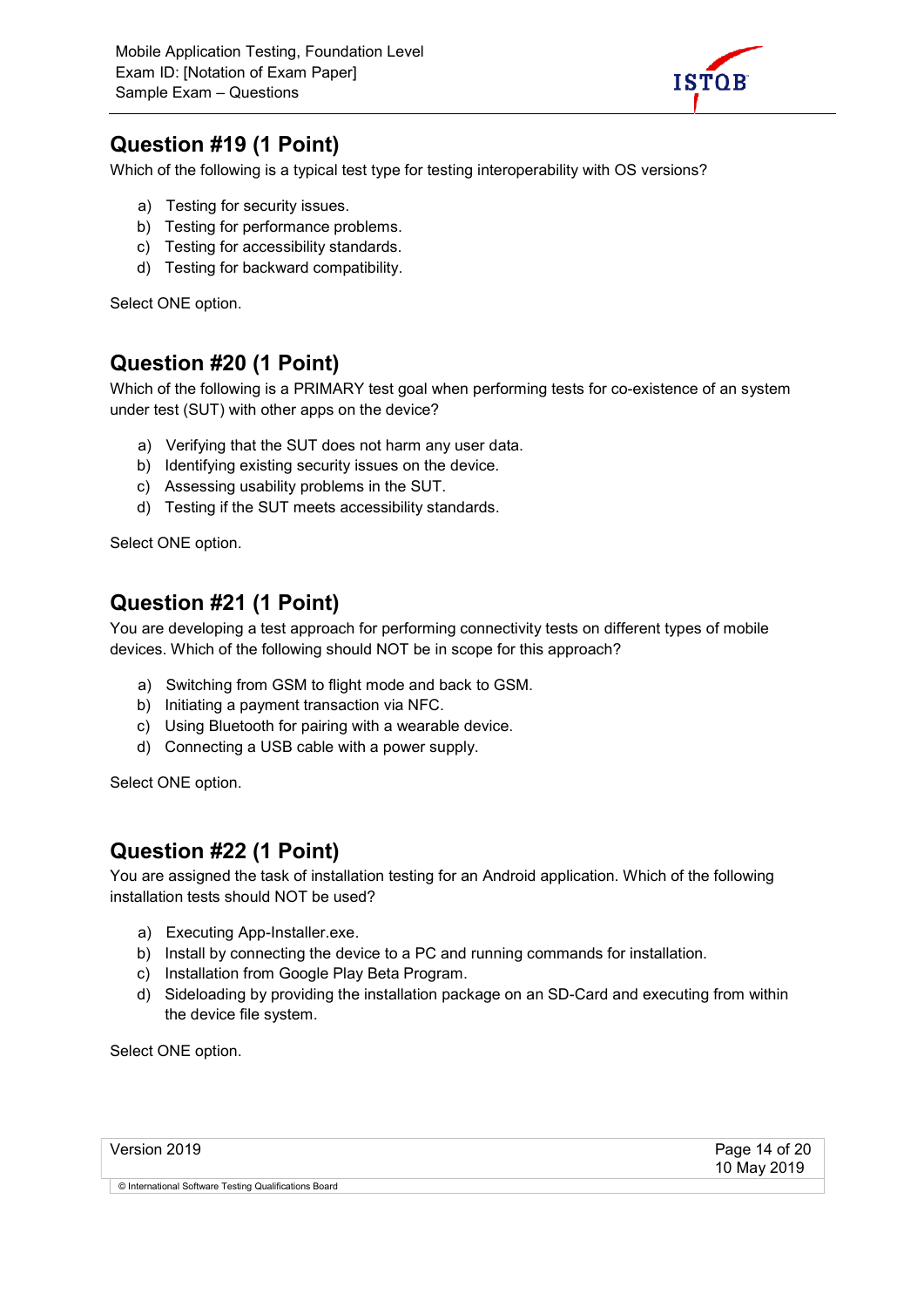## Question #19 (1 Point)

Which of the following is a typical test type for testing interoperability with OS versions?

a) Testing for security issues.
b) Testing for performance problems.
c) Testing for accessibility standards.
d) Testing for backward compatibility.

Select ONE option.

## Question #20 (1 Point)

Which of the following is a PRIMARY test goal when performing tests for co-existence of an system under test (SUT) with other apps on the device?

a) Verifying that the SUT does not harm any user data.
b) Identifying existing security issues on the device.
c) Assessing usability problems in the SUT.
d) Testing if the SUT meets accessibility standards.

Select ONE option.

## Question #21 (1 Point)

You are developing a test approach for performing connectivity tests on different types of mobile devices. Which of the following should NOT be in scope for this approach?

a) Switching from GSM to flight mode and back to GSM.
b) Initiating a payment transaction via NFC.
c) Using Bluetooth for pairing with a wearable device.
d) Connecting a USB cable with a power supply.

Select ONE option.

## Question #22 (1 Point)

You are assigned the task of installation testing for an Android application. Which of the following installation tests should NOT be used?

a) Executing App-Installer.exe.
b) Install by connecting the device to a PC and running commands for installation.
c) Installation from Google Play Beta Program.
d) Sideloading by providing the installation package on an SD-Card and executing from within the device file system.

Select ONE option.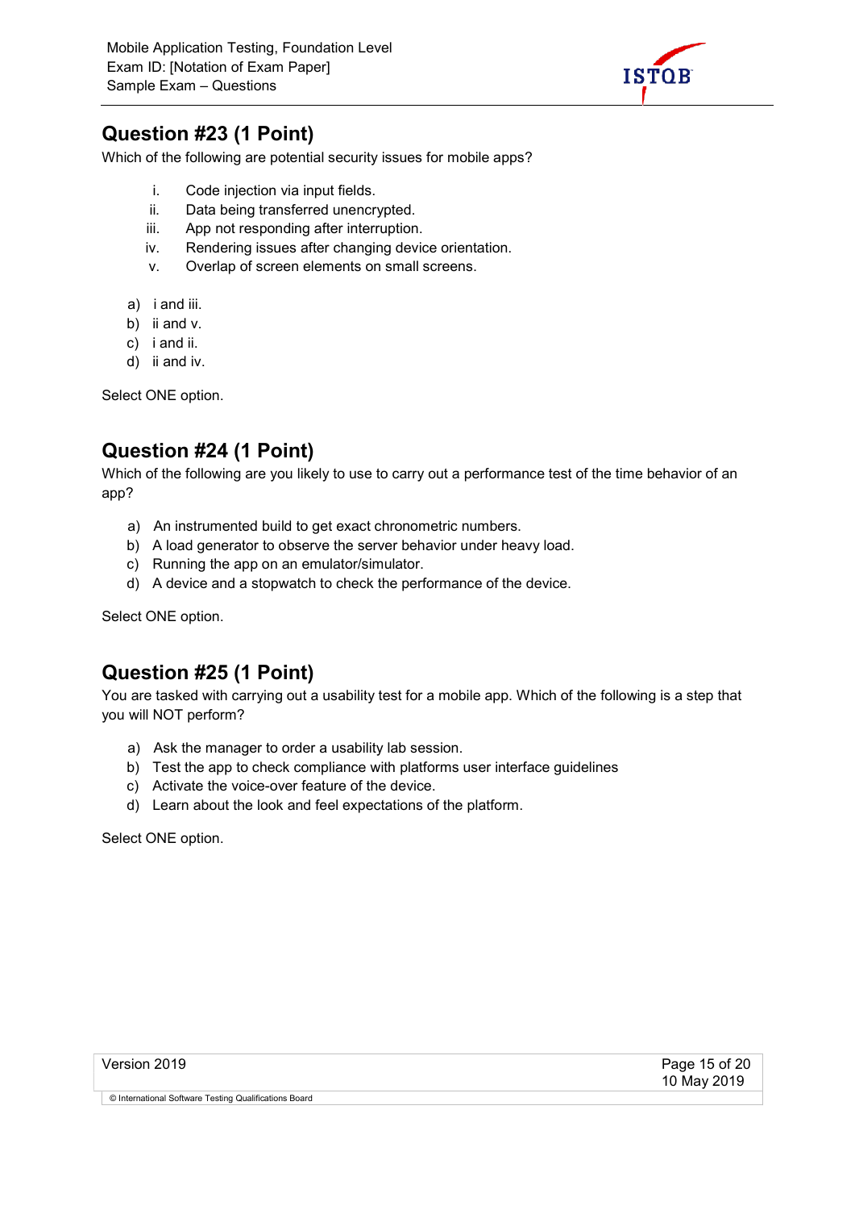## Question #23 (1 Point)

Which of the following are potential security issues for mobile apps?

i. Code injection via input fields.
ii. Data being transferred unencrypted.
iii. App not responding after interruption.
iv. Rendering issues after changing device orientation.
v. Overlap of screen elements on small screens.

a) i and iii.
b) ii and v.
c) i and ii.
d) ii and iv.

Select ONE option.

## Question #24 (1 Point)

Which of the following are you likely to use to carry out a performance test of the time behavior of an app?

a) An instrumented build to get exact chronometric numbers.
b) A load generator to observe the server behavior under heavy load.
c) Running the app on an emulator/simulator.
d) A device and a stopwatch to check the performance of the device.

Select ONE option.

## Question #25 (1 Point)

You are tasked with carrying out a usability test for a mobile app. Which of the following is a step that you will NOT perform?

a) Ask the manager to order a usability lab session.
b) Test the app to check compliance with platforms user interface guidelines
c) Activate the voice-over feature of the device.
d) Learn about the look and feel expectations of the platform.

Select ONE option.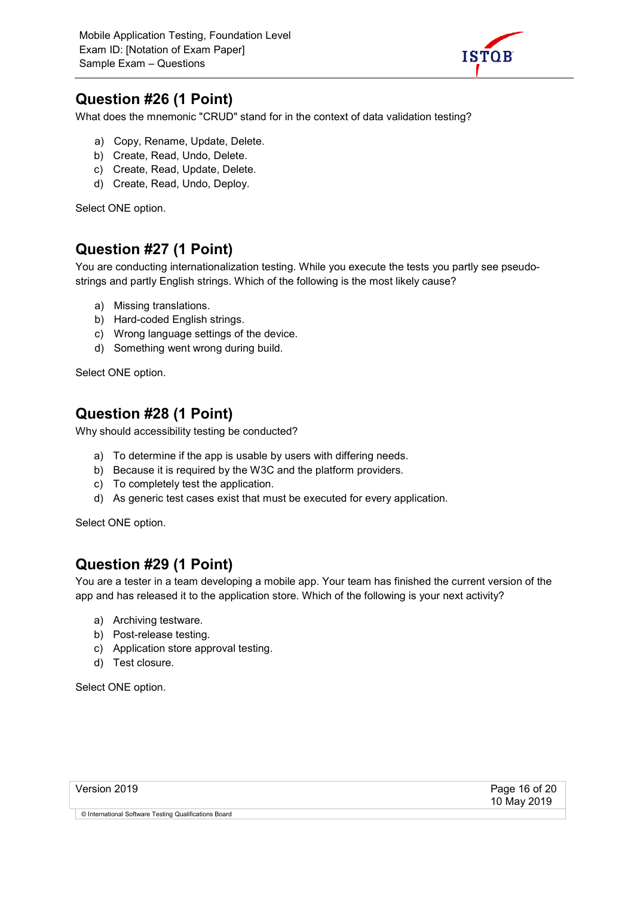## Question #26 (1 Point)

What does the mnemonic "CRUD" stand for in the context of data validation testing?

a) Copy, Rename, Update, Delete.
b) Create, Read, Undo, Delete.
c) Create, Read, Update, Delete.
d) Create, Read, Undo, Deploy.

Select ONE option.

## Question #27 (1 Point)

You are conducting internationalization testing. While you execute the tests you partly see pseudo-strings and partly English strings. Which of the following is the most likely cause?

a) Missing translations.
b) Hard-coded English strings.
c) Wrong language settings of the device.
d) Something went wrong during build.

Select ONE option.

## Question #28 (1 Point)

Why should accessibility testing be conducted?

a) To determine if the app is usable by users with differing needs.
b) Because it is required by the W3C and the platform providers.
c) To completely test the application.
d) As generic test cases exist that must be executed for every application.

Select ONE option.

## Question #29 (1 Point)

You are a tester in a team developing a mobile app. Your team has finished the current version of the app and has released it to the application store. Which of the following is your next activity?

a) Archiving testware.
b) Post-release testing.
c) Application store approval testing.
d) Test closure.

Select ONE option.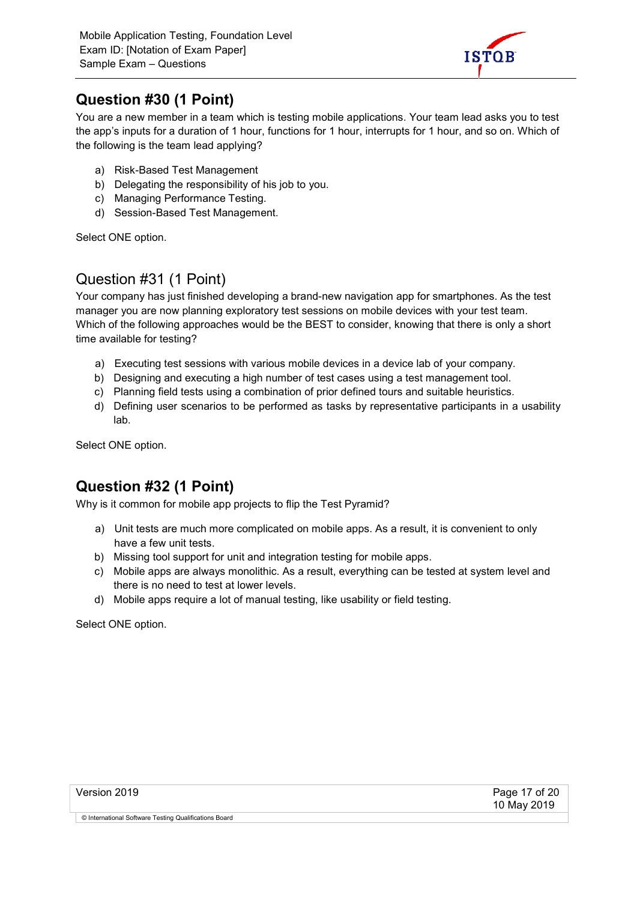## Question #30 (1 Point)

You are a new member in a team which is testing mobile applications. Your team lead asks you to test the app's inputs for a duration of 1 hour, functions for 1 hour, interrupts for 1 hour, and so on. Which of the following is the team lead applying?

a) Risk-Based Test Management
b) Delegating the responsibility of his job to you.
c) Managing Performance Testing.
d) Session-Based Test Management.

Select ONE option.

## Question #31 (1 Point)

Your company has just finished developing a brand-new navigation app for smartphones. As the test manager you are now planning exploratory test sessions on mobile devices with your test team. Which of the following approaches would be the BEST to consider, knowing that there is only a short time available for testing?

a) Executing test sessions with various mobile devices in a device lab of your company.
b) Designing and executing a high number of test cases using a test management tool.
c) Planning field tests using a combination of prior defined tours and suitable heuristics.
d) Defining user scenarios to be performed as tasks by representative participants in a usability lab.

Select ONE option.

## Question #32 (1 Point)

Why is it common for mobile app projects to flip the Test Pyramid?

a) Unit tests are much more complicated on mobile apps. As a result, it is convenient to only have a few unit tests.
b) Missing tool support for unit and integration testing for mobile apps.
c) Mobile apps are always monolithic. As a result, everything can be tested at system level and there is no need to test at lower levels.
d) Mobile apps require a lot of manual testing, like usability or field testing.

Select ONE option.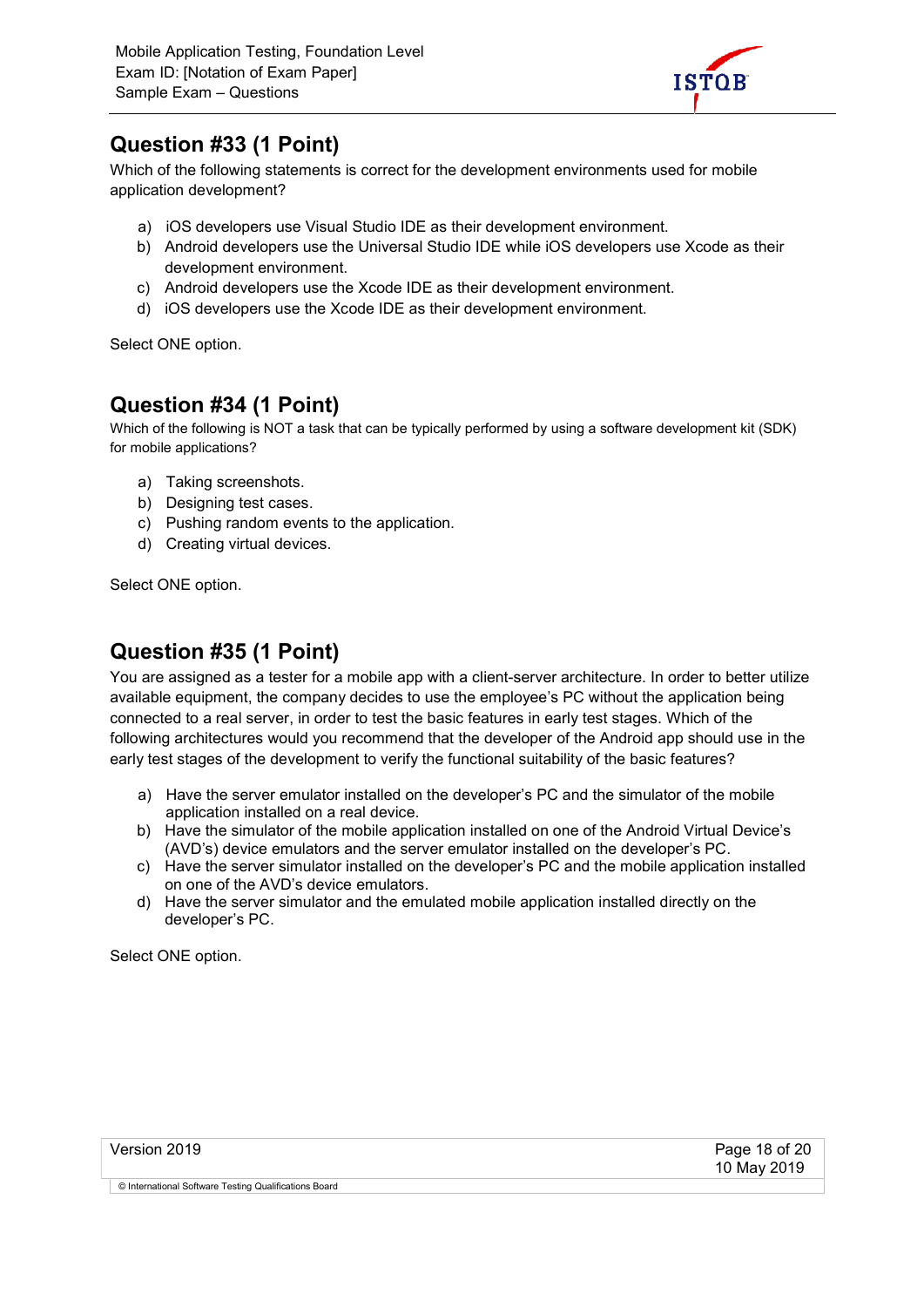## Question #33 (1 Point)

Which of the following statements is correct for the development environments used for mobile application development?

a) iOS developers use Visual Studio IDE as their development environment.
b) Android developers use the Universal Studio IDE while iOS developers use Xcode as their development environment.
c) Android developers use the Xcode IDE as their development environment.
d) iOS developers use the Xcode IDE as their development environment.

Select ONE option.

## Question #34 (1 Point)

Which of the following is NOT a task that can be typically performed by using a software development kit (SDK) for mobile applications?

a) Taking screenshots.
b) Designing test cases.
c) Pushing random events to the application.
d) Creating virtual devices.

Select ONE option.

## Question #35 (1 Point)

You are assigned as a tester for a mobile app with a client-server architecture. In order to better utilize available equipment, the company decides to use the employee's PC without the application being connected to a real server, in order to test the basic features in early test stages. Which of the following architectures would you recommend that the developer of the Android app should use in the early test stages of the development to verify the functional suitability of the basic features?

a) Have the server emulator installed on the developer's PC and the simulator of the mobile application installed on a real device.
b) Have the simulator of the mobile application installed on one of the Android Virtual Device's (AVD's) device emulators and the server emulator installed on the developer's PC.
c) Have the server simulator installed on the developer's PC and the mobile application installed on one of the AVD's device emulators.
d) Have the server simulator and the emulated mobile application installed directly on the developer's PC.

Select ONE option.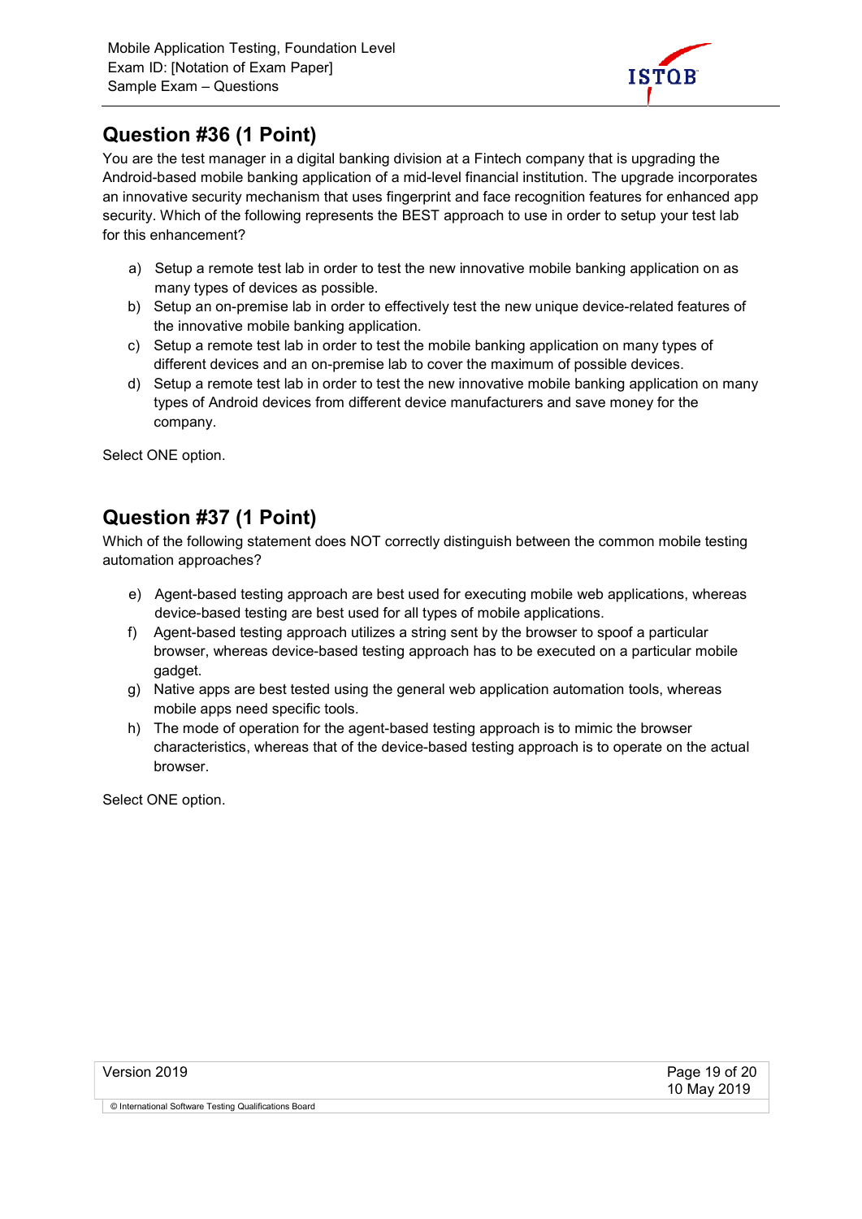## Question #36 (1 Point)

You are the test manager in a digital banking division at a Fintech company that is upgrading the Android-based mobile banking application of a mid-level financial institution. The upgrade incorporates an innovative security mechanism that uses fingerprint and face recognition features for enhanced app security. Which of the following represents the BEST approach to use in order to setup your test lab for this enhancement?

a) Setup a remote test lab in order to test the new innovative mobile banking application on as many types of devices as possible.
b) Setup an on-premise lab in order to effectively test the new unique device-related features of the innovative mobile banking application.
c) Setup a remote test lab in order to test the mobile banking application on many types of different devices and an on-premise lab to cover the maximum of possible devices.
d) Setup a remote test lab in order to test the new innovative mobile banking application on many types of Android devices from different device manufacturers and save money for the company.

Select ONE option.

## Question #37 (1 Point)

Which of the following statement does NOT correctly distinguish between the common mobile testing automation approaches?

e) Agent-based testing approach are best used for executing mobile web applications, whereas device-based testing are best used for all types of mobile applications.
f) Agent-based testing approach utilizes a string sent by the browser to spoof a particular browser, whereas device-based testing approach has to be executed on a particular mobile gadget.
g) Native apps are best tested using the general web application automation tools, whereas mobile apps need specific tools.
h) The mode of operation for the agent-based testing approach is to mimic the browser characteristics, whereas that of the device-based testing approach is to operate on the actual browser.

Select ONE option.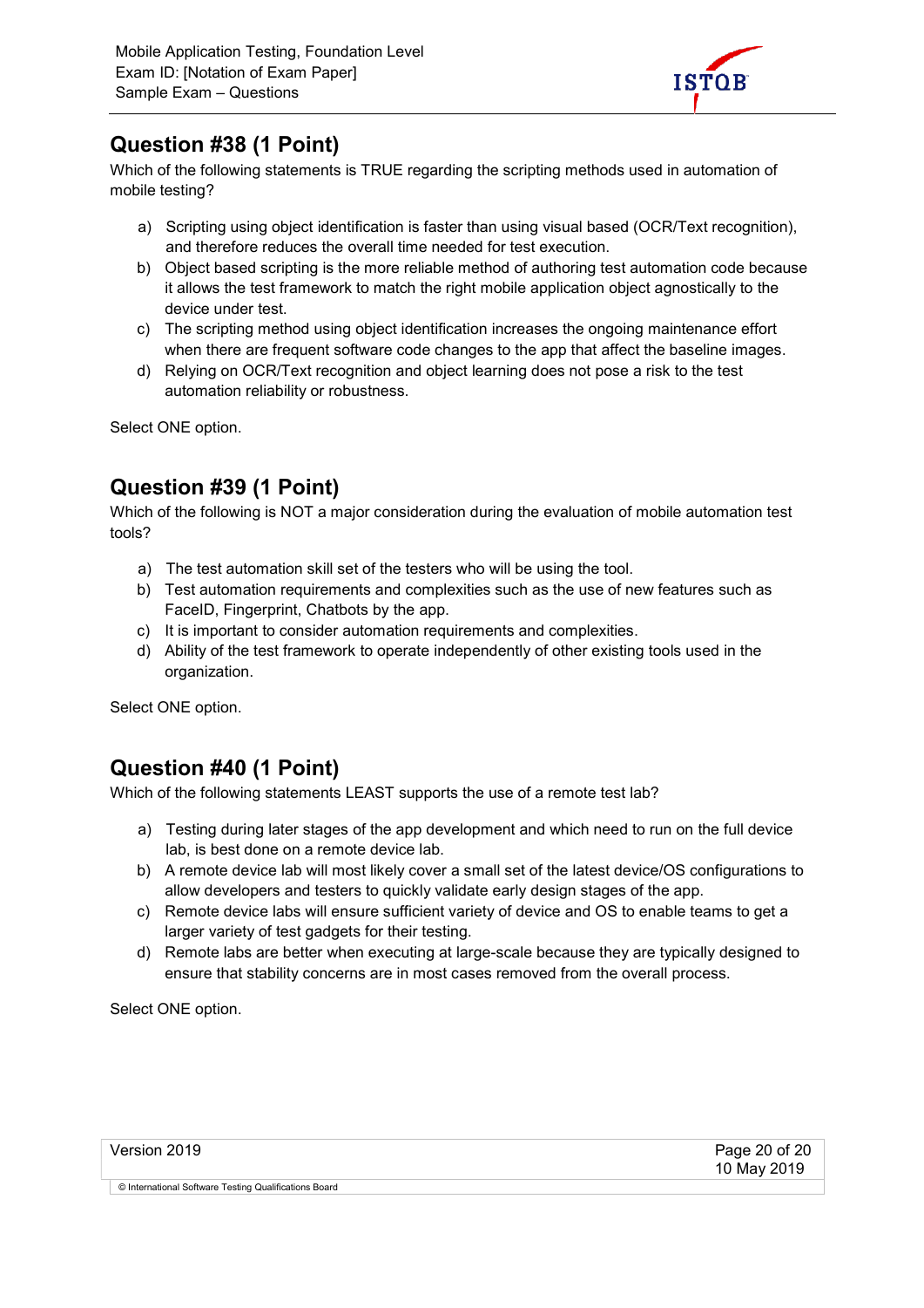## Question #38 (1 Point)

Which of the following statements is TRUE regarding the scripting methods used in automation of mobile testing?

a) Scripting using object identification is faster than using visual based (OCR/Text recognition), and therefore reduces the overall time needed for test execution.
b) Object based scripting is the more reliable method of authoring test automation code because it allows the test framework to match the right mobile application object agnostically to the device under test.
c) The scripting method using object identification increases the ongoing maintenance effort when there are frequent software code changes to the app that affect the baseline images.
d) Relying on OCR/Text recognition and object learning does not pose a risk to the test automation reliability or robustness.

Select ONE option.

## Question #39 (1 Point)

Which of the following is NOT a major consideration during the evaluation of mobile automation test tools?

a) The test automation skill set of the testers who will be using the tool.
b) Test automation requirements and complexities such as the use of new features such as FaceID, Fingerprint, Chatbots by the app.
c) It is important to consider automation requirements and complexities.
d) Ability of the test framework to operate independently of other existing tools used in the organization.

Select ONE option.

## Question #40 (1 Point)

Which of the following statements LEAST supports the use of a remote test lab?

a) Testing during later stages of the app development and which need to run on the full device lab, is best done on a remote device lab.
b) A remote device lab will most likely cover a small set of the latest device/OS configurations to allow developers and testers to quickly validate early design stages of the app.
c) Remote device labs will ensure sufficient variety of device and OS to enable teams to get a larger variety of test gadgets for their testing.
d) Remote labs are better when executing at large-scale because they are typically designed to ensure that stability concerns are in most cases removed from the overall process.

Select ONE option.